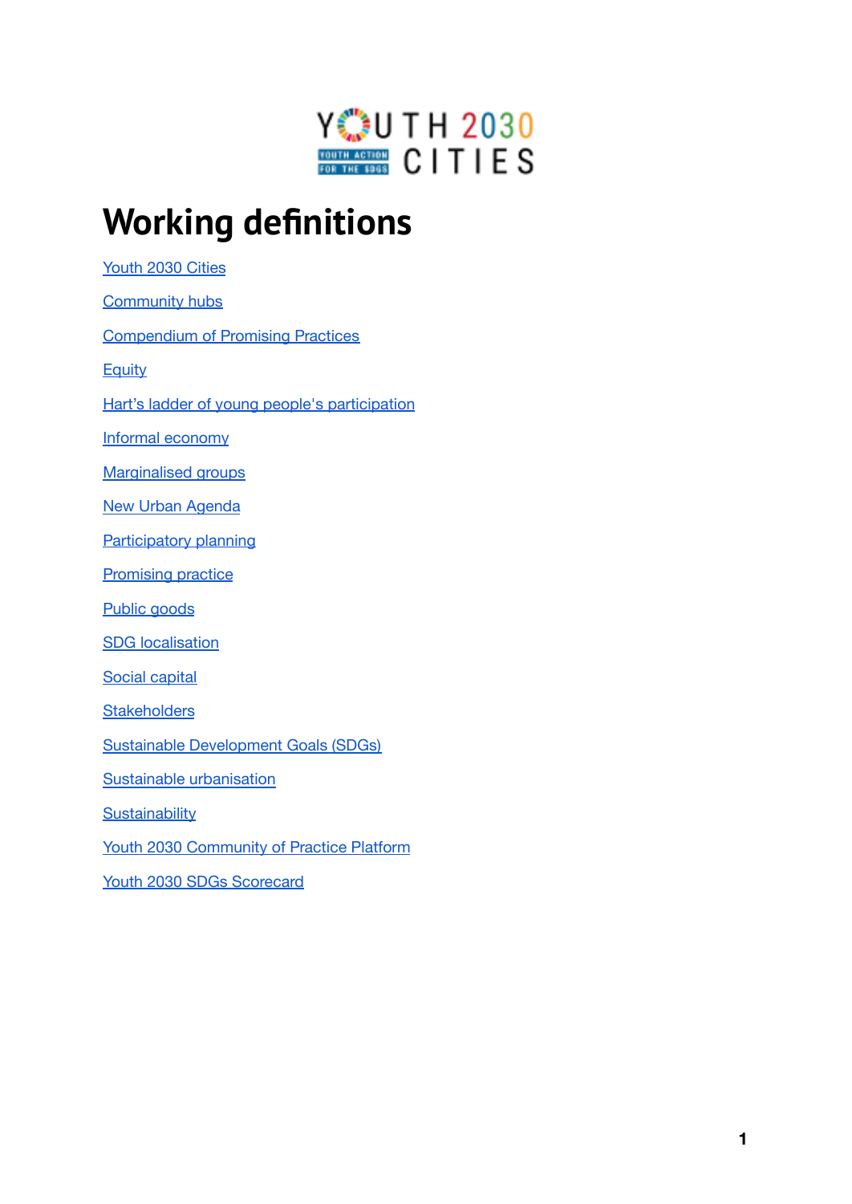# Working definitions

- Youth 2030 Cities
- Community hubs
- Compendium of Promising Practices
- Equity
- Hart's ladder of young people's participation
- Informal economy
- Marginalised groups
- New Urban Agenda
- Participatory planning
- Promising practice
- Public goods
- SDG localisation
- Social capital
- Stakeholders
- Sustainable Development Goals (SDGs)
- Sustainable urbanisation
- Sustainability
- Youth 2030 Community of Practice Platform
- Youth 2030 SDGs Scorecard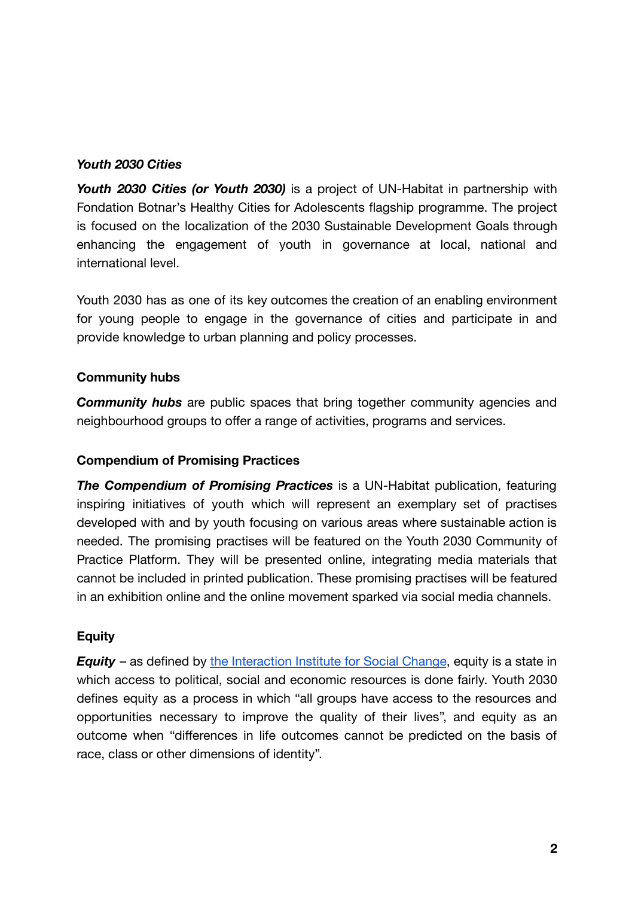### *Youth 2030 Cities*

***Youth 2030 Cities (or Youth 2030)*** is a project of UN-Habitat in partnership with Fondation Botnar's Healthy Cities for Adolescents flagship programme. The project is focused on the localization of the 2030 Sustainable Development Goals through enhancing the engagement of youth in governance at local, national and international level.

Youth 2030 has as one of its key outcomes the creation of an enabling environment for young people to engage in the governance of cities and participate in and provide knowledge to urban planning and policy processes.

### Community hubs

***Community hubs*** are public spaces that bring together community agencies and neighbourhood groups to offer a range of activities, programs and services.

### Compendium of Promising Practices

***The Compendium of Promising Practices*** is a UN-Habitat publication, featuring inspiring initiatives of youth which will represent an exemplary set of practises developed with and by youth focusing on various areas where sustainable action is needed. The promising practises will be featured on the Youth 2030 Community of Practice Platform. They will be presented online, integrating media materials that cannot be included in printed publication. These promising practises will be featured in an exhibition online and the online movement sparked via social media channels.

### Equity

***Equity*** – as defined by the Interaction Institute for Social Change, equity is a state in which access to political, social and economic resources is done fairly. Youth 2030 defines equity as a process in which "all groups have access to the resources and opportunities necessary to improve the quality of their lives", and equity as an outcome when "differences in life outcomes cannot be predicted on the basis of race, class or other dimensions of identity".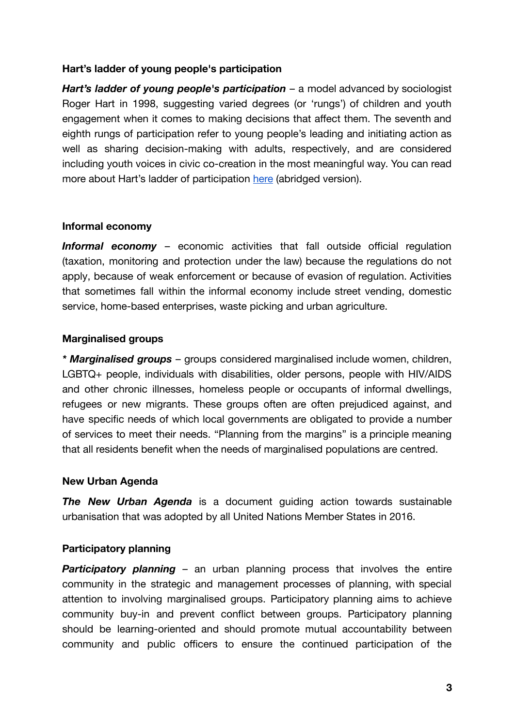### Hart's ladder of young people's participation

***Hart's ladder of young people's participation*** – a model advanced by sociologist Roger Hart in 1998, suggesting varied degrees (or 'rungs') of children and youth engagement when it comes to making decisions that affect them. The seventh and eighth rungs of participation refer to young people's leading and initiating action as well as sharing decision-making with adults, respectively, and are considered including youth voices in civic co-creation in the most meaningful way. You can read more about Hart's ladder of participation [here](#) (abridged version).

### Informal economy

***Informal economy*** – economic activities that fall outside official regulation (taxation, monitoring and protection under the law) because the regulations do not apply, because of weak enforcement or because of evasion of regulation. Activities that sometimes fall within the informal economy include street vending, domestic service, home-based enterprises, waste picking and urban agriculture.

### Marginalised groups

**\* *Marginalised groups*** – groups considered marginalised include women, children, LGBTQ+ people, individuals with disabilities, older persons, people with HIV/AIDS and other chronic illnesses, homeless people or occupants of informal dwellings, refugees or new migrants. These groups often are often prejudiced against, and have specific needs of which local governments are obligated to provide a number of services to meet their needs. "Planning from the margins" is a principle meaning that all residents benefit when the needs of marginalised populations are centred.

### New Urban Agenda

***The New Urban Agenda*** is a document guiding action towards sustainable urbanisation that was adopted by all United Nations Member States in 2016.

### Participatory planning

***Participatory planning*** – an urban planning process that involves the entire community in the strategic and management processes of planning, with special attention to involving marginalised groups. Participatory planning aims to achieve community buy-in and prevent conflict between groups. Participatory planning should be learning-oriented and should promote mutual accountability between community and public officers to ensure the continued participation of the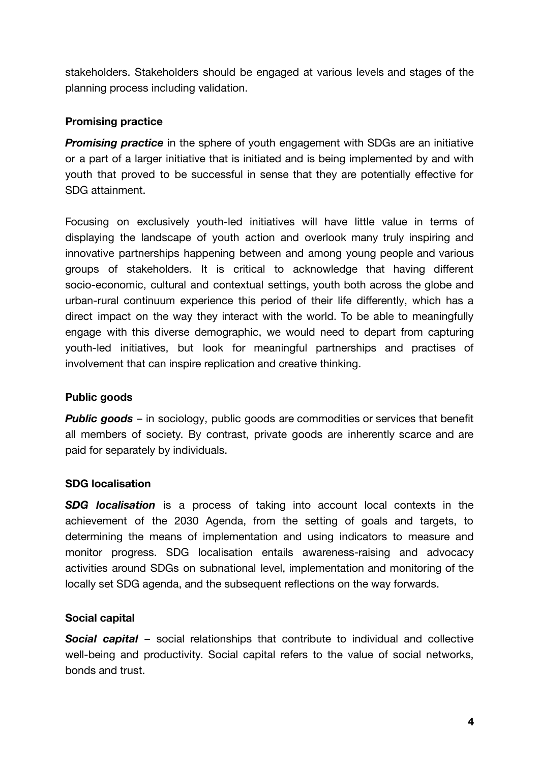stakeholders. Stakeholders should be engaged at various levels and stages of the planning process including validation.

### Promising practice

***Promising practice*** in the sphere of youth engagement with SDGs are an initiative or a part of a larger initiative that is initiated and is being implemented by and with youth that proved to be successful in sense that they are potentially effective for SDG attainment.

Focusing on exclusively youth-led initiatives will have little value in terms of displaying the landscape of youth action and overlook many truly inspiring and innovative partnerships happening between and among young people and various groups of stakeholders. It is critical to acknowledge that having different socio-economic, cultural and contextual settings, youth both across the globe and urban-rural continuum experience this period of their life differently, which has a direct impact on the way they interact with the world. To be able to meaningfully engage with this diverse demographic, we would need to depart from capturing youth-led initiatives, but look for meaningful partnerships and practises of involvement that can inspire replication and creative thinking.

### Public goods

***Public goods*** – in sociology, public goods are commodities or services that benefit all members of society. By contrast, private goods are inherently scarce and are paid for separately by individuals.

### SDG localisation

***SDG localisation*** is a process of taking into account local contexts in the achievement of the 2030 Agenda, from the setting of goals and targets, to determining the means of implementation and using indicators to measure and monitor progress. SDG localisation entails awareness-raising and advocacy activities around SDGs on subnational level, implementation and monitoring of the locally set SDG agenda, and the subsequent reflections on the way forwards.

### Social capital

***Social capital*** – social relationships that contribute to individual and collective well-being and productivity. Social capital refers to the value of social networks, bonds and trust.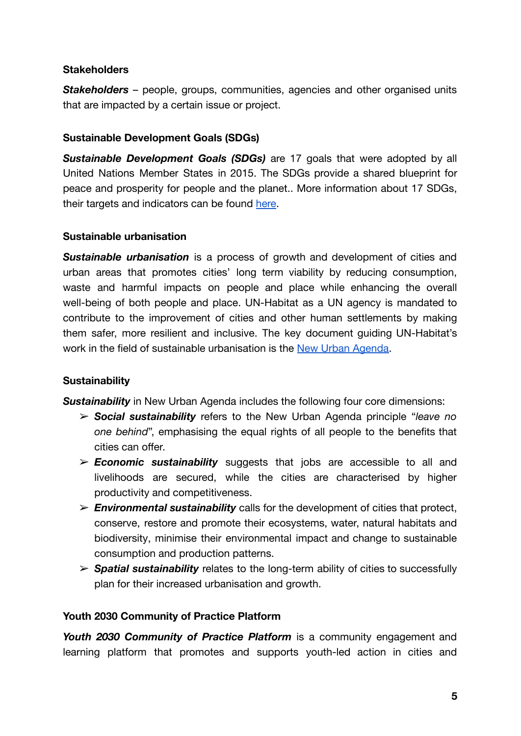#### Stakeholders

***Stakeholders*** – people, groups, communities, agencies and other organised units that are impacted by a certain issue or project.

#### Sustainable Development Goals (SDGs)

***Sustainable Development Goals (SDGs)*** are 17 goals that were adopted by all United Nations Member States in 2015. The SDGs provide a shared blueprint for peace and prosperity for people and the planet.. More information about 17 SDGs, their targets and indicators can be found [here]().

#### Sustainable urbanisation

***Sustainable urbanisation*** is a process of growth and development of cities and urban areas that promotes cities' long term viability by reducing consumption, waste and harmful impacts on people and place while enhancing the overall well-being of both people and place. UN-Habitat as a UN agency is mandated to contribute to the improvement of cities and other human settlements by making them safer, more resilient and inclusive. The key document guiding UN-Habitat's work in the field of sustainable urbanisation is the [New Urban Agenda]().

#### Sustainability

***Sustainability*** in New Urban Agenda includes the following four core dimensions:

- ***Social sustainability*** refers to the New Urban Agenda principle "*leave no one behind*", emphasising the equal rights of all people to the benefits that cities can offer.
- ***Economic sustainability*** suggests that jobs are accessible to all and livelihoods are secured, while the cities are characterised by higher productivity and competitiveness.
- ***Environmental sustainability*** calls for the development of cities that protect, conserve, restore and promote their ecosystems, water, natural habitats and biodiversity, minimise their environmental impact and change to sustainable consumption and production patterns.
- ***Spatial sustainability*** relates to the long-term ability of cities to successfully plan for their increased urbanisation and growth.

#### Youth 2030 Community of Practice Platform

***Youth 2030 Community of Practice Platform*** is a community engagement and learning platform that promotes and supports youth-led action in cities and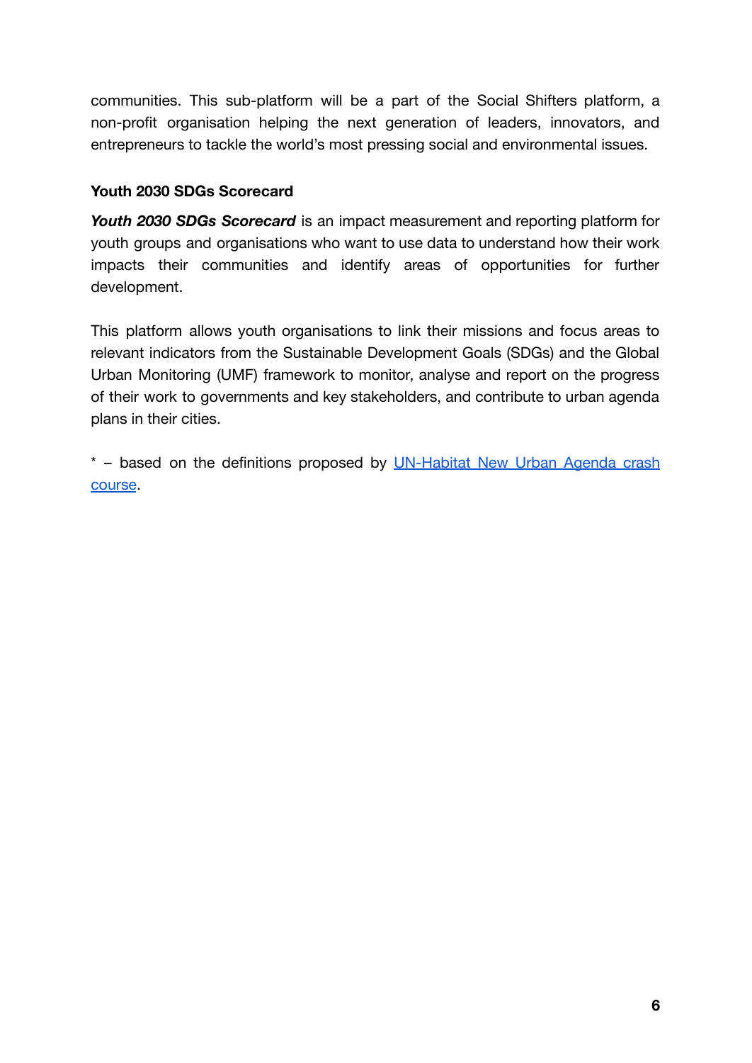communities. This sub-platform will be a part of the Social Shifters platform, a non-profit organisation helping the next generation of leaders, innovators, and entrepreneurs to tackle the world's most pressing social and environmental issues.

**Youth 2030 SDGs Scorecard**

***Youth 2030 SDGs Scorecard*** is an impact measurement and reporting platform for youth groups and organisations who want to use data to understand how their work impacts their communities and identify areas of opportunities for further development.

This platform allows youth organisations to link their missions and focus areas to relevant indicators from the Sustainable Development Goals (SDGs) and the Global Urban Monitoring (UMF) framework to monitor, analyse and report on the progress of their work to governments and key stakeholders, and contribute to urban agenda plans in their cities.

* – based on the definitions proposed by UN-Habitat New Urban Agenda crash course.